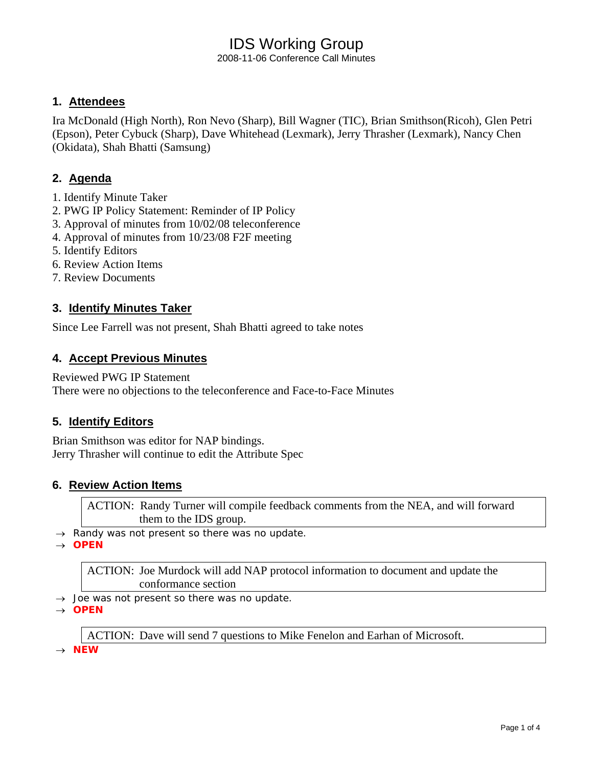# IDS Working Group

2008-11-06 Conference Call Minutes

## 1. Attendees

Ira McDonald (High North), Ron Nevo (Sharp), Bill Wagner (TIC), Brian Smithson(Ricoh), Glen Petri (Epson), Peter Cybuck (Sharp), Dave Whitehead (Lexmark), Jerry Thrasher (Lexmark), Nancy Chen (Okidata), Shah Bhatti (Samsung)

## 2. Agenda

1. Identify Minute Taker
2. PWG IP Policy Statement: Reminder of IP Policy
3. Approval of minutes from 10/02/08 teleconference
4. Approval of minutes from 10/23/08 F2F meeting
5. Identify Editors
6. Review Action Items
7. Review Documents

## 3. Identify Minutes Taker

Since Lee Farrell was not present, Shah Bhatti agreed to take notes

## 4. Accept Previous Minutes

Reviewed PWG IP Statement

There were no objections to the teleconference and Face-to-Face Minutes

## 5. Identify Editors

Brian Smithson was editor for NAP bindings.

Jerry Thrasher will continue to edit the Attribute Spec

## 6. Review Action Items

> ACTION: Randy Turner will compile feedback comments from the NEA, and will forward them to the IDS group.

→ Randy was not present so there was no update.

→ **OPEN**

> ACTION: Joe Murdock will add NAP protocol information to document and update the conformance section

→ Joe was not present so there was no update.

→ **OPEN**

> ACTION: Dave will send 7 questions to Mike Fenelon and Earhan of Microsoft.

→ **NEW**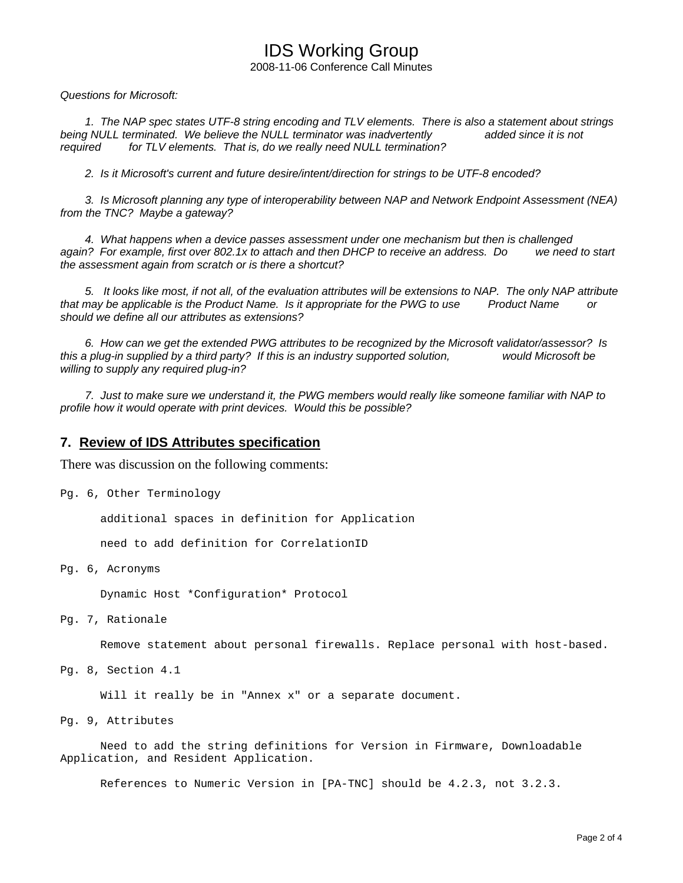*Questions for Microsoft:*

*1. The NAP spec states UTF-8 string encoding and TLV elements. There is also a statement about strings being NULL terminated. We believe the NULL terminator was inadvertently added since it is not required for TLV elements. That is, do we really need NULL termination?*

*2. Is it Microsoft's current and future desire/intent/direction for strings to be UTF-8 encoded?*

*3. Is Microsoft planning any type of interoperability between NAP and Network Endpoint Assessment (NEA) from the TNC? Maybe a gateway?*

*4. What happens when a device passes assessment under one mechanism but then is challenged again? For example, first over 802.1x to attach and then DHCP to receive an address. Do we need to start the assessment again from scratch or is there a shortcut?*

*5. It looks like most, if not all, of the evaluation attributes will be extensions to NAP. The only NAP attribute that may be applicable is the Product Name. Is it appropriate for the PWG to use Product Name or should we define all our attributes as extensions?*

*6. How can we get the extended PWG attributes to be recognized by the Microsoft validator/assessor? Is this a plug-in supplied by a third party? If this is an industry supported solution, would Microsoft be willing to supply any required plug-in?*

*7. Just to make sure we understand it, the PWG members would really like someone familiar with NAP to profile how it would operate with print devices. Would this be possible?*

## 7. Review of IDS Attributes specification

There was discussion on the following comments:

```
Pg. 6, Other Terminology

      additional spaces in definition for Application

      need to add definition for CorrelationID

Pg. 6, Acronyms

      Dynamic Host *Configuration* Protocol

Pg. 7, Rationale

      Remove statement about personal firewalls. Replace personal with host-based.

Pg. 8, Section 4.1

      Will it really be in "Annex x" or a separate document.

Pg. 9, Attributes

      Need to add the string definitions for Version in Firmware, Downloadable
Application, and Resident Application.

      References to Numeric Version in [PA-TNC] should be 4.2.3, not 3.2.3.
```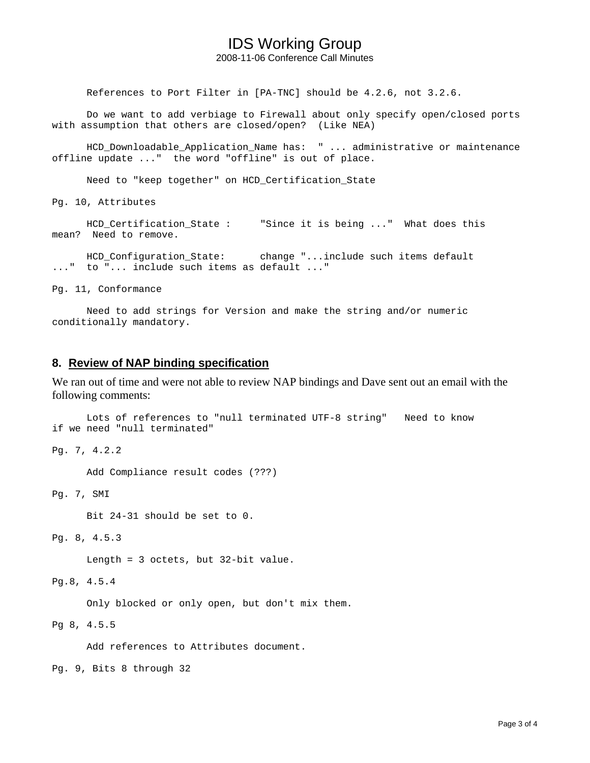References to Port Filter in [PA-TNC] should be 4.2.6, not 3.2.6.

Do we want to add verbiage to Firewall about only specify open/closed ports with assumption that others are closed/open? (Like NEA)

HCD_Downloadable_Application_Name has: " ... administrative or maintenance offline update ..." the word "offline" is out of place.

Need to "keep together" on HCD_Certification_State

Pg. 10, Attributes

HCD_Certification_State : "Since it is being ..." What does this mean? Need to remove.

HCD_Configuration_State: change "...include such items default ..." to "... include such items as default ..."

Pg. 11, Conformance

Need to add strings for Version and make the string and/or numeric conditionally mandatory.

## 8. Review of NAP binding specification

We ran out of time and were not able to review NAP bindings and Dave sent out an email with the following comments:

Lots of references to "null terminated UTF-8 string" Need to know if we need "null terminated"

Pg. 7, 4.2.2

Add Compliance result codes (???)

Pg. 7, SMI

Bit 24-31 should be set to 0.

Pg. 8, 4.5.3

Length = 3 octets, but 32-bit value.

Pg.8, 4.5.4

Only blocked or only open, but don't mix them.

Pg 8, 4.5.5

Add references to Attributes document.

Pg. 9, Bits 8 through 32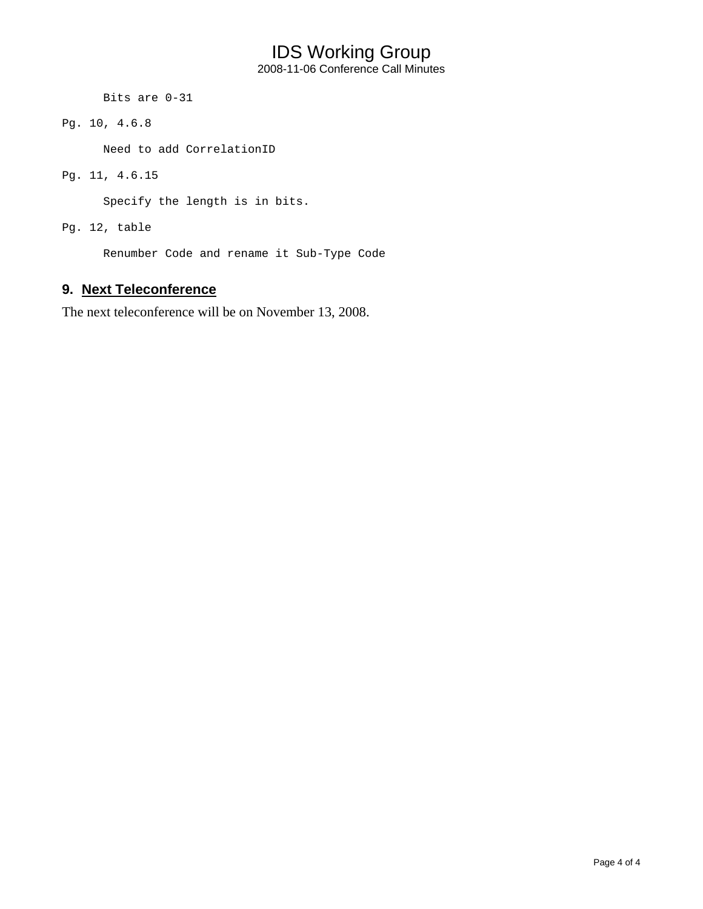```
      Bits are 0-31

Pg. 10, 4.6.8

      Need to add CorrelationID

Pg. 11, 4.6.15

      Specify the length is in bits.

Pg. 12, table

      Renumber Code and rename it Sub-Type Code
```

## 9. Next Teleconference

The next teleconference will be on November 13, 2008.